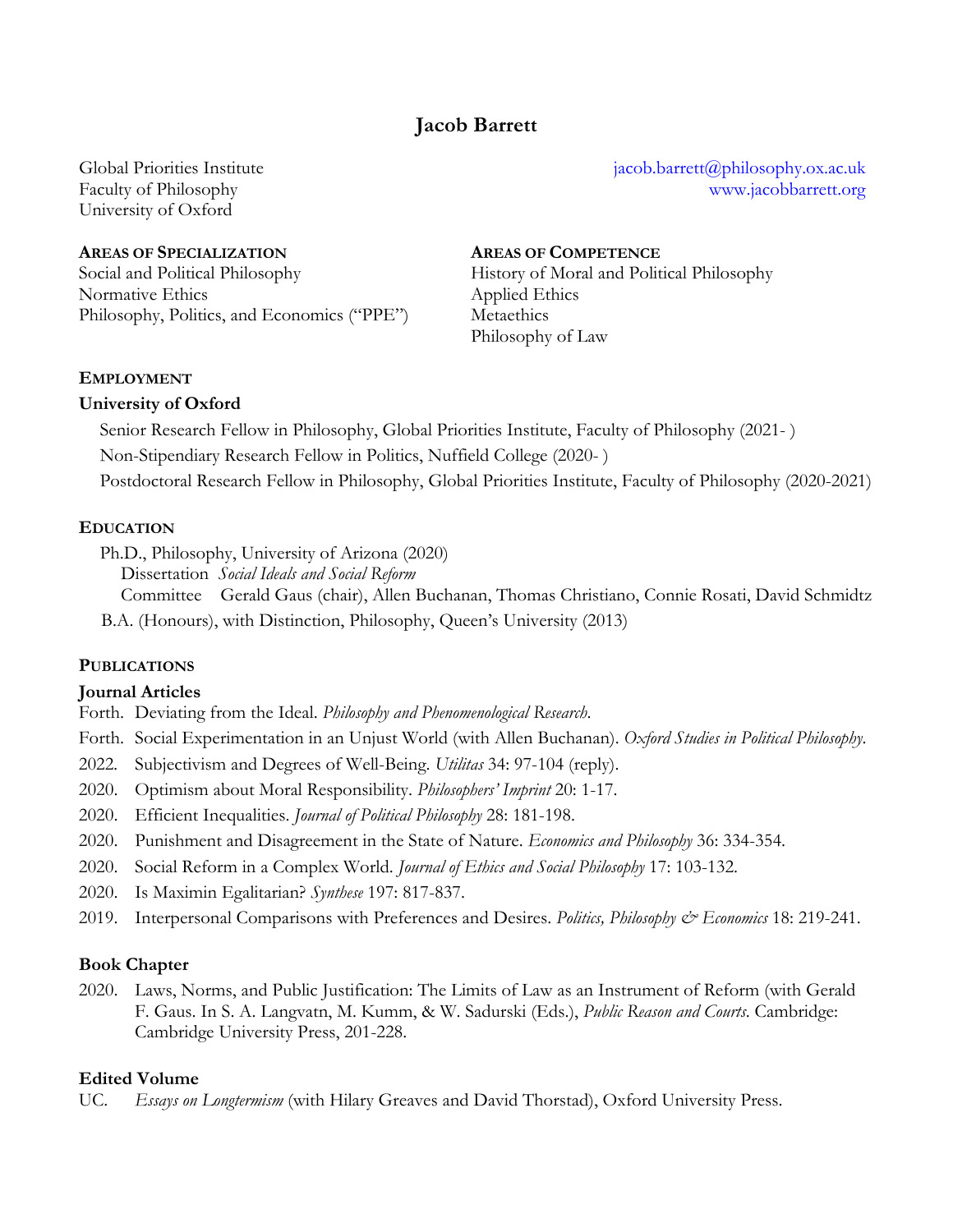# Jacob Barrett

Global Priorities Institute
Faculty of Philosophy
University of Oxford

jacob.barrett@philosophy.ox.ac.uk
www.jacobbarrett.org

## Areas of Specialization

Social and Political Philosophy
Normative Ethics
Philosophy, Politics, and Economics ("PPE")

## Areas of Competence

History of Moral and Political Philosophy
Applied Ethics
Metaethics
Philosophy of Law

## Employment

**University of Oxford**

Senior Research Fellow in Philosophy, Global Priorities Institute, Faculty of Philosophy (2021- )

Non-Stipendiary Research Fellow in Politics, Nuffield College (2020- )

Postdoctoral Research Fellow in Philosophy, Global Priorities Institute, Faculty of Philosophy (2020-2021)

## Education

Ph.D., Philosophy, University of Arizona (2020)
Dissertation *Social Ideals and Social Reform*
Committee Gerald Gaus (chair), Allen Buchanan, Thomas Christiano, Connie Rosati, David Schmidtz

B.A. (Honours), with Distinction, Philosophy, Queen's University (2013)

## Publications

### Journal Articles

Forth. Deviating from the Ideal. *Philosophy and Phenomenological Research*.

Forth. Social Experimentation in an Unjust World (with Allen Buchanan). *Oxford Studies in Political Philosophy*.

2022. Subjectivism and Degrees of Well-Being. *Utilitas* 34: 97-104 (reply).

2020. Optimism about Moral Responsibility. *Philosophers' Imprint* 20: 1-17.

2020. Efficient Inequalities. *Journal of Political Philosophy* 28: 181-198.

2020. Punishment and Disagreement in the State of Nature. *Economics and Philosophy* 36: 334-354.

2020. Social Reform in a Complex World. *Journal of Ethics and Social Philosophy* 17: 103-132.

2020. Is Maximin Egalitarian? *Synthese* 197: 817-837.

2019. Interpersonal Comparisons with Preferences and Desires. *Politics, Philosophy & Economics* 18: 219-241.

### Book Chapter

2020. Laws, Norms, and Public Justification: The Limits of Law as an Instrument of Reform (with Gerald F. Gaus. In S. A. Langvatn, M. Kumm, & W. Sadurski (Eds.), *Public Reason and Courts.* Cambridge: Cambridge University Press, 201-228.

### Edited Volume

UC. *Essays on Longtermism* (with Hilary Greaves and David Thorstad), Oxford University Press.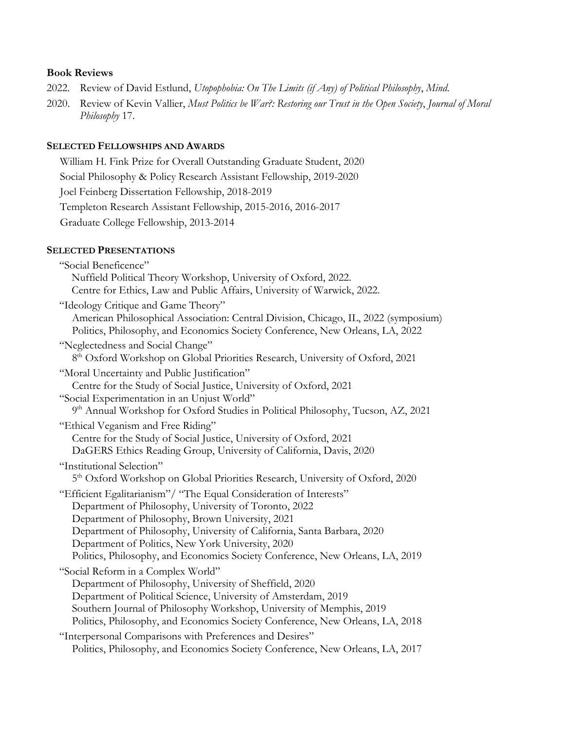**Book Reviews**

2022. Review of David Estlund, *Utopophobia: On The Limits (if Any) of Political Philosophy*, *Mind*.

2020. Review of Kevin Vallier, *Must Politics be War?: Restoring our Trust in the Open Society*, *Journal of Moral Philosophy* 17.

**SELECTED FELLOWSHIPS AND AWARDS**

William H. Fink Prize for Overall Outstanding Graduate Student, 2020

Social Philosophy & Policy Research Assistant Fellowship, 2019-2020

Joel Feinberg Dissertation Fellowship, 2018-2019

Templeton Research Assistant Fellowship, 2015-2016, 2016-2017

Graduate College Fellowship, 2013-2014

**SELECTED PRESENTATIONS**

"Social Beneficence"
- Nuffield Political Theory Workshop, University of Oxford, 2022.
- Centre for Ethics, Law and Public Affairs, University of Warwick, 2022.

"Ideology Critique and Game Theory"
- American Philosophical Association: Central Division, Chicago, IL, 2022 (symposium)
- Politics, Philosophy, and Economics Society Conference, New Orleans, LA, 2022

"Neglectedness and Social Change"
- 8th Oxford Workshop on Global Priorities Research, University of Oxford, 2021

"Moral Uncertainty and Public Justification"
- Centre for the Study of Social Justice, University of Oxford, 2021

"Social Experimentation in an Unjust World"
- 9th Annual Workshop for Oxford Studies in Political Philosophy, Tucson, AZ, 2021

"Ethical Veganism and Free Riding"
- Centre for the Study of Social Justice, University of Oxford, 2021
- DaGERS Ethics Reading Group, University of California, Davis, 2020

"Institutional Selection"
- 5th Oxford Workshop on Global Priorities Research, University of Oxford, 2020

"Efficient Egalitarianism"/ "The Equal Consideration of Interests"
- Department of Philosophy, University of Toronto, 2022
- Department of Philosophy, Brown University, 2021
- Department of Philosophy, University of California, Santa Barbara, 2020
- Department of Politics, New York University, 2020
- Politics, Philosophy, and Economics Society Conference, New Orleans, LA, 2019

"Social Reform in a Complex World"
- Department of Philosophy, University of Sheffield, 2020
- Department of Political Science, University of Amsterdam, 2019
- Southern Journal of Philosophy Workshop, University of Memphis, 2019
- Politics, Philosophy, and Economics Society Conference, New Orleans, LA, 2018

"Interpersonal Comparisons with Preferences and Desires"
- Politics, Philosophy, and Economics Society Conference, New Orleans, LA, 2017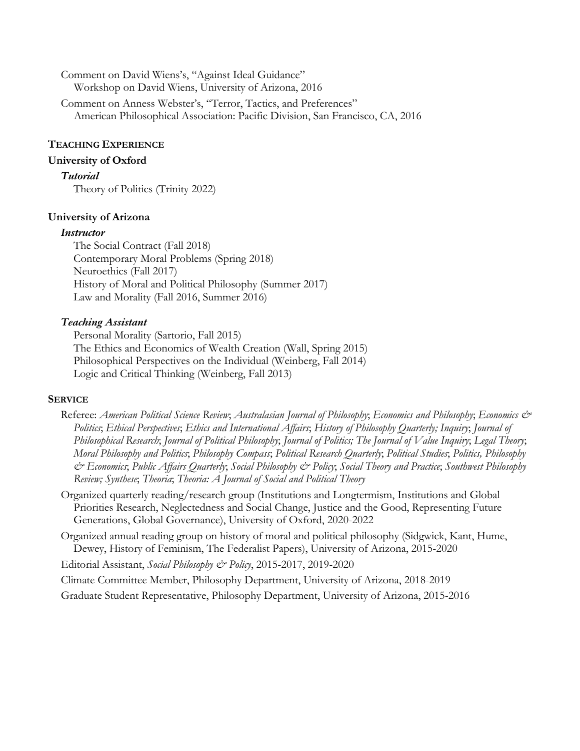Comment on David Wiens's, "Against Ideal Guidance"
Workshop on David Wiens, University of Arizona, 2016

Comment on Anness Webster's, "Terror, Tactics, and Preferences"
American Philosophical Association: Pacific Division, San Francisco, CA, 2016

## TEACHING EXPERIENCE

### University of Oxford

***Tutorial***

Theory of Politics (Trinity 2022)

### University of Arizona

***Instructor***

The Social Contract (Fall 2018)
Contemporary Moral Problems (Spring 2018)
Neuroethics (Fall 2017)
History of Moral and Political Philosophy (Summer 2017)
Law and Morality (Fall 2016, Summer 2016)

***Teaching Assistant***

Personal Morality (Sartorio, Fall 2015)
The Ethics and Economics of Wealth Creation (Wall, Spring 2015)
Philosophical Perspectives on the Individual (Weinberg, Fall 2014)
Logic and Critical Thinking (Weinberg, Fall 2013)

## SERVICE

Referee: *American Political Science Review*; *Australasian Journal of Philosophy*; *Economics and Philosophy*; *Economics & Politics*; *Ethical Perspectives*; *Ethics and International Affairs*; *History of Philosophy Quarterly; Inquiry*; *Journal of Philosophical Research*; *Journal of Political Philosophy*; *Journal of Politics; The Journal of Value Inquiry*; *Legal Theory*; *Moral Philosophy and Politics*; *Philosophy Compass*; *Political Research Quarterly*; *Political Studies*; *Politics, Philosophy & Economics*; *Public Affairs Quarterly*; *Social Philosophy & Policy*; *Social Theory and Practice*; *Southwest Philosophy Review; Synthese*; *Theoria*; *Theoria: A Journal of Social and Political Theory*

Organized quarterly reading/research group (Institutions and Longtermism, Institutions and Global Priorities Research, Neglectedness and Social Change, Justice and the Good, Representing Future Generations, Global Governance), University of Oxford, 2020-2022

Organized annual reading group on history of moral and political philosophy (Sidgwick, Kant, Hume, Dewey, History of Feminism, The Federalist Papers), University of Arizona, 2015-2020

Editorial Assistant, *Social Philosophy & Policy*, 2015-2017, 2019-2020

Climate Committee Member, Philosophy Department, University of Arizona, 2018-2019

Graduate Student Representative, Philosophy Department, University of Arizona, 2015-2016